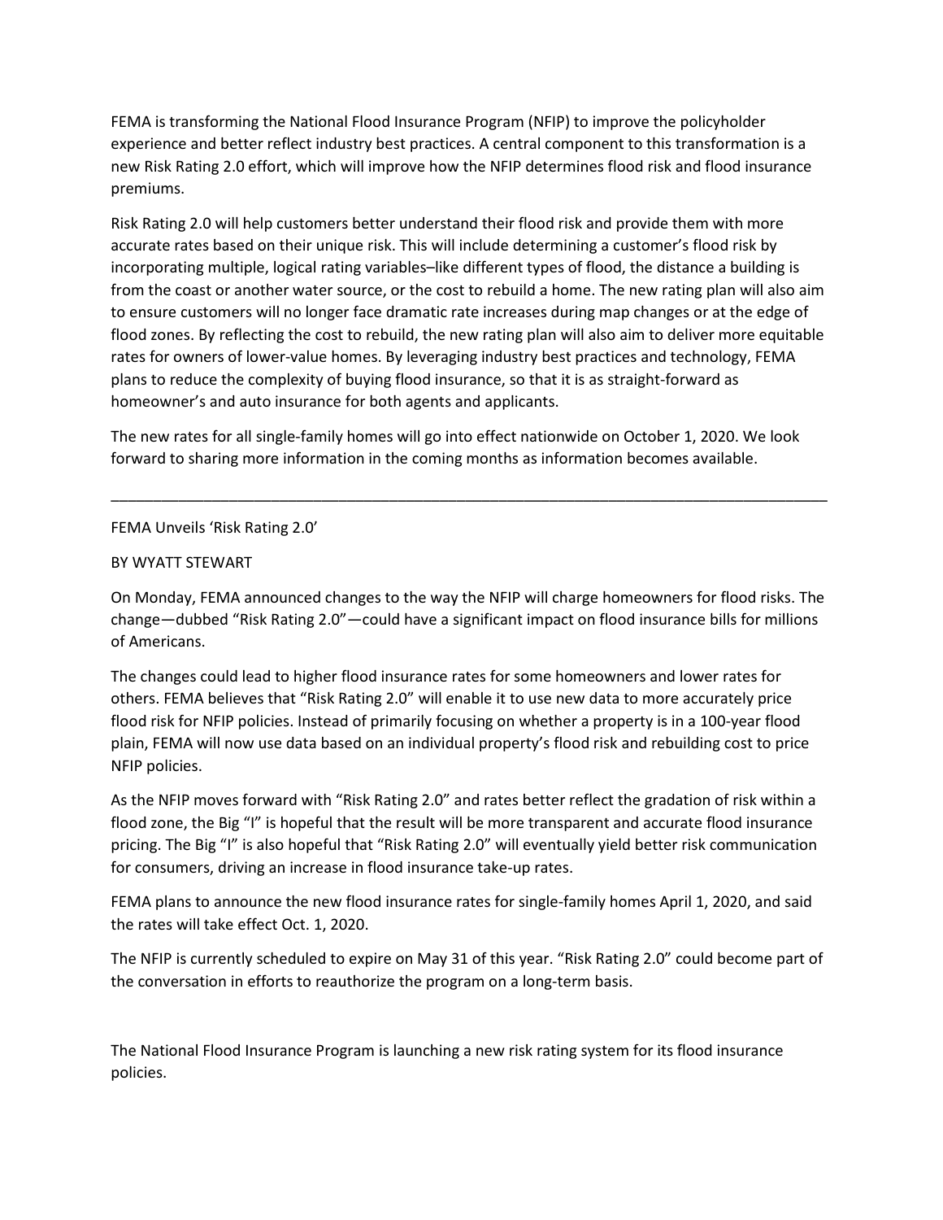FEMA is transforming the National Flood Insurance Program (NFIP) to improve the policyholder experience and better reflect industry best practices. A central component to this transformation is a new Risk Rating 2.0 effort, which will improve how the NFIP determines flood risk and flood insurance premiums.

Risk Rating 2.0 will help customers better understand their flood risk and provide them with more accurate rates based on their unique risk. This will include determining a customer's flood risk by incorporating multiple, logical rating variables–like different types of flood, the distance a building is from the coast or another water source, or the cost to rebuild a home. The new rating plan will also aim to ensure customers will no longer face dramatic rate increases during map changes or at the edge of flood zones. By reflecting the cost to rebuild, the new rating plan will also aim to deliver more equitable rates for owners of lower-value homes. By leveraging industry best practices and technology, FEMA plans to reduce the complexity of buying flood insurance, so that it is as straight-forward as homeowner's and auto insurance for both agents and applicants.

The new rates for all single-family homes will go into effect nationwide on October 1, 2020. We look forward to sharing more information in the coming months as information becomes available.

---

FEMA Unveils 'Risk Rating 2.0'

BY WYATT STEWART

On Monday, FEMA announced changes to the way the NFIP will charge homeowners for flood risks. The change—dubbed "Risk Rating 2.0"—could have a significant impact on flood insurance bills for millions of Americans.

The changes could lead to higher flood insurance rates for some homeowners and lower rates for others. FEMA believes that "Risk Rating 2.0" will enable it to use new data to more accurately price flood risk for NFIP policies. Instead of primarily focusing on whether a property is in a 100-year flood plain, FEMA will now use data based on an individual property's flood risk and rebuilding cost to price NFIP policies.

As the NFIP moves forward with "Risk Rating 2.0" and rates better reflect the gradation of risk within a flood zone, the Big "I" is hopeful that the result will be more transparent and accurate flood insurance pricing. The Big "I" is also hopeful that "Risk Rating 2.0" will eventually yield better risk communication for consumers, driving an increase in flood insurance take-up rates.

FEMA plans to announce the new flood insurance rates for single-family homes April 1, 2020, and said the rates will take effect Oct. 1, 2020.

The NFIP is currently scheduled to expire on May 31 of this year. "Risk Rating 2.0" could become part of the conversation in efforts to reauthorize the program on a long-term basis.

The National Flood Insurance Program is launching a new risk rating system for its flood insurance policies.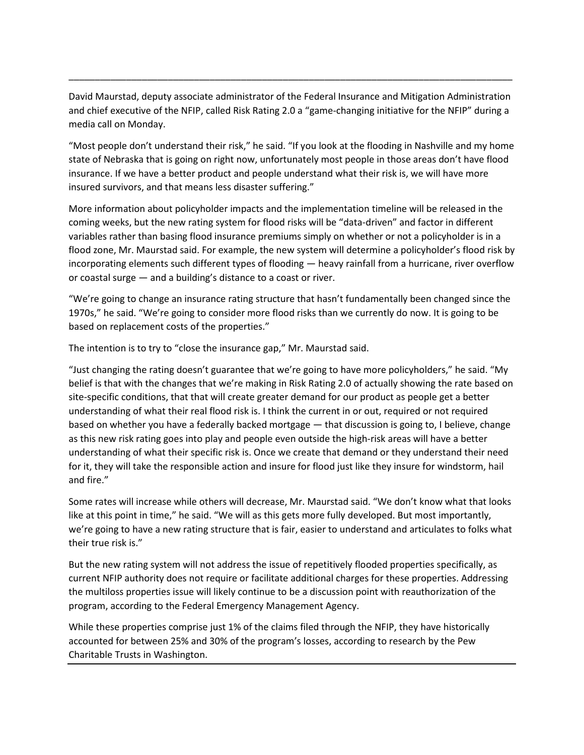David Maurstad, deputy associate administrator of the Federal Insurance and Mitigation Administration and chief executive of the NFIP, called Risk Rating 2.0 a "game-changing initiative for the NFIP" during a media call on Monday.

"Most people don't understand their risk," he said. "If you look at the flooding in Nashville and my home state of Nebraska that is going on right now, unfortunately most people in those areas don't have flood insurance. If we have a better product and people understand what their risk is, we will have more insured survivors, and that means less disaster suffering."

More information about policyholder impacts and the implementation timeline will be released in the coming weeks, but the new rating system for flood risks will be "data-driven" and factor in different variables rather than basing flood insurance premiums simply on whether or not a policyholder is in a flood zone, Mr. Maurstad said. For example, the new system will determine a policyholder's flood risk by incorporating elements such different types of flooding — heavy rainfall from a hurricane, river overflow or coastal surge — and a building's distance to a coast or river.

"We're going to change an insurance rating structure that hasn't fundamentally been changed since the 1970s," he said. "We're going to consider more flood risks than we currently do now. It is going to be based on replacement costs of the properties."

The intention is to try to "close the insurance gap," Mr. Maurstad said.

"Just changing the rating doesn't guarantee that we're going to have more policyholders," he said. "My belief is that with the changes that we're making in Risk Rating 2.0 of actually showing the rate based on site-specific conditions, that that will create greater demand for our product as people get a better understanding of what their real flood risk is. I think the current in or out, required or not required based on whether you have a federally backed mortgage — that discussion is going to, I believe, change as this new risk rating goes into play and people even outside the high-risk areas will have a better understanding of what their specific risk is. Once we create that demand or they understand their need for it, they will take the responsible action and insure for flood just like they insure for windstorm, hail and fire."

Some rates will increase while others will decrease, Mr. Maurstad said. "We don't know what that looks like at this point in time," he said. "We will as this gets more fully developed. But most importantly, we're going to have a new rating structure that is fair, easier to understand and articulates to folks what their true risk is."

But the new rating system will not address the issue of repetitively flooded properties specifically, as current NFIP authority does not require or facilitate additional charges for these properties. Addressing the multiloss properties issue will likely continue to be a discussion point with reauthorization of the program, according to the Federal Emergency Management Agency.

While these properties comprise just 1% of the claims filed through the NFIP, they have historically accounted for between 25% and 30% of the program's losses, according to research by the Pew Charitable Trusts in Washington.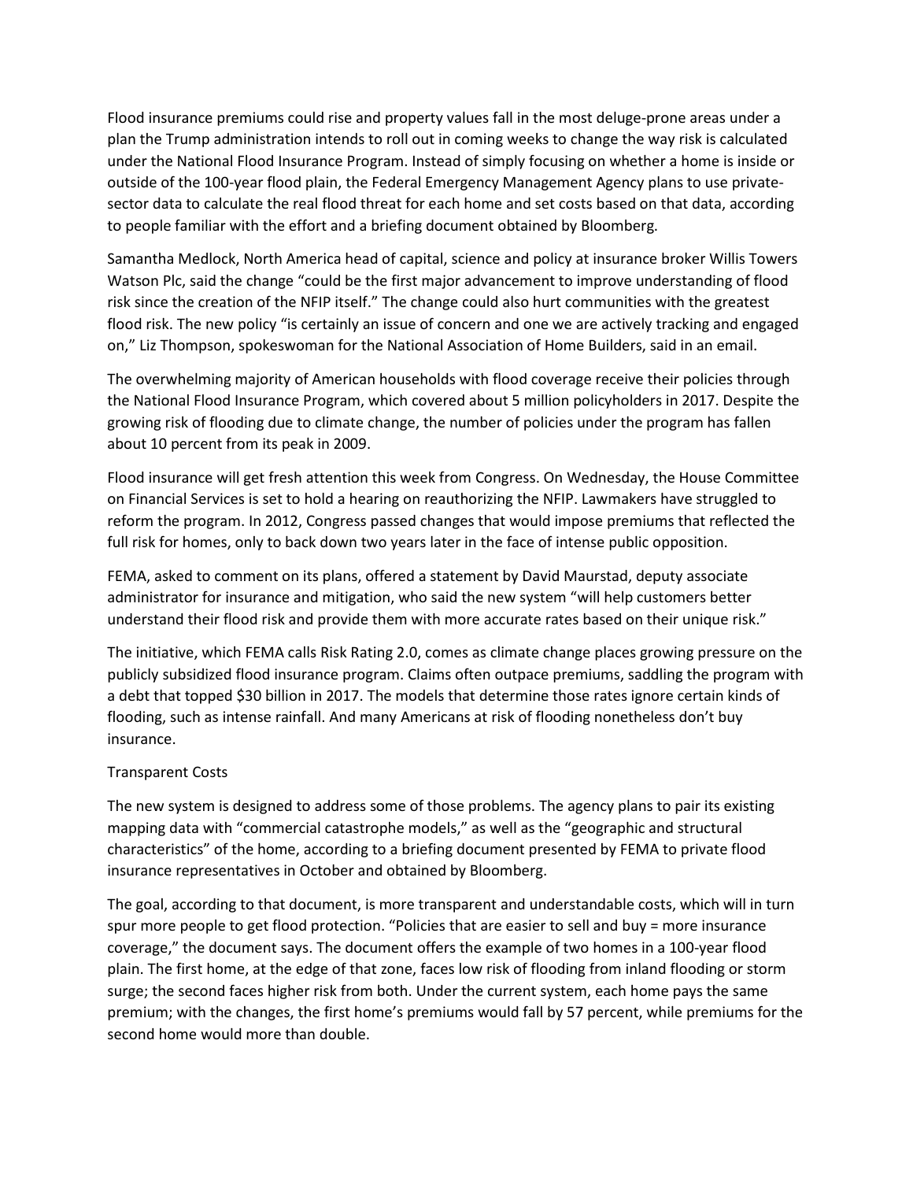Flood insurance premiums could rise and property values fall in the most deluge-prone areas under a plan the Trump administration intends to roll out in coming weeks to change the way risk is calculated under the National Flood Insurance Program. Instead of simply focusing on whether a home is inside or outside of the 100-year flood plain, the Federal Emergency Management Agency plans to use private-sector data to calculate the real flood threat for each home and set costs based on that data, according to people familiar with the effort and a briefing document obtained by Bloomberg.

Samantha Medlock, North America head of capital, science and policy at insurance broker Willis Towers Watson Plc, said the change "could be the first major advancement to improve understanding of flood risk since the creation of the NFIP itself." The change could also hurt communities with the greatest flood risk. The new policy "is certainly an issue of concern and one we are actively tracking and engaged on," Liz Thompson, spokeswoman for the National Association of Home Builders, said in an email.

The overwhelming majority of American households with flood coverage receive their policies through the National Flood Insurance Program, which covered about 5 million policyholders in 2017. Despite the growing risk of flooding due to climate change, the number of policies under the program has fallen about 10 percent from its peak in 2009.

Flood insurance will get fresh attention this week from Congress. On Wednesday, the House Committee on Financial Services is set to hold a hearing on reauthorizing the NFIP. Lawmakers have struggled to reform the program. In 2012, Congress passed changes that would impose premiums that reflected the full risk for homes, only to back down two years later in the face of intense public opposition.

FEMA, asked to comment on its plans, offered a statement by David Maurstad, deputy associate administrator for insurance and mitigation, who said the new system "will help customers better understand their flood risk and provide them with more accurate rates based on their unique risk."

The initiative, which FEMA calls Risk Rating 2.0, comes as climate change places growing pressure on the publicly subsidized flood insurance program. Claims often outpace premiums, saddling the program with a debt that topped $30 billion in 2017. The models that determine those rates ignore certain kinds of flooding, such as intense rainfall. And many Americans at risk of flooding nonetheless don't buy insurance.

Transparent Costs

The new system is designed to address some of those problems. The agency plans to pair its existing mapping data with "commercial catastrophe models," as well as the "geographic and structural characteristics" of the home, according to a briefing document presented by FEMA to private flood insurance representatives in October and obtained by Bloomberg.

The goal, according to that document, is more transparent and understandable costs, which will in turn spur more people to get flood protection. "Policies that are easier to sell and buy = more insurance coverage," the document says. The document offers the example of two homes in a 100-year flood plain. The first home, at the edge of that zone, faces low risk of flooding from inland flooding or storm surge; the second faces higher risk from both. Under the current system, each home pays the same premium; with the changes, the first home's premiums would fall by 57 percent, while premiums for the second home would more than double.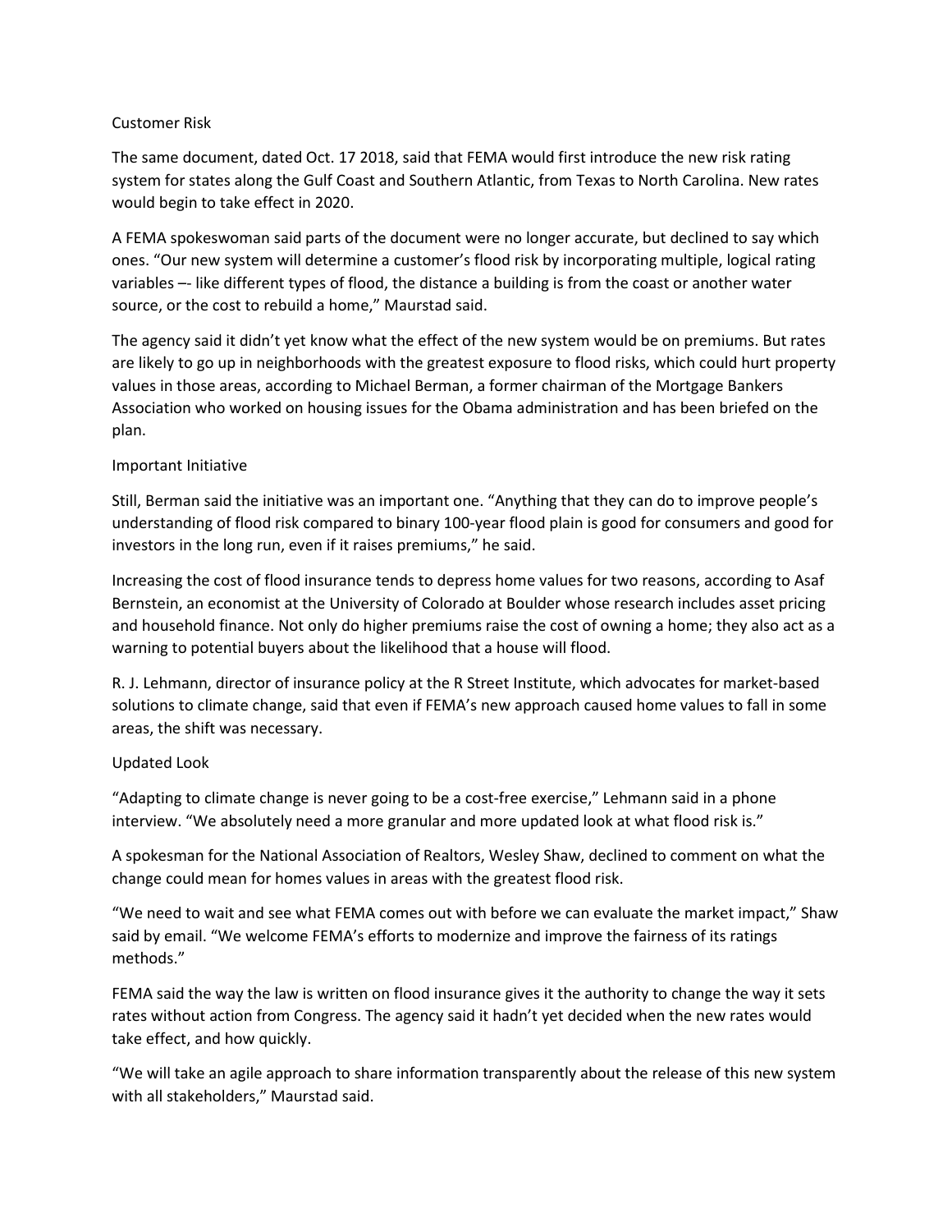## Customer Risk

The same document, dated Oct. 17 2018, said that FEMA would first introduce the new risk rating system for states along the Gulf Coast and Southern Atlantic, from Texas to North Carolina. New rates would begin to take effect in 2020.

A FEMA spokeswoman said parts of the document were no longer accurate, but declined to say which ones. "Our new system will determine a customer's flood risk by incorporating multiple, logical rating variables –- like different types of flood, the distance a building is from the coast or another water source, or the cost to rebuild a home," Maurstad said.

The agency said it didn't yet know what the effect of the new system would be on premiums. But rates are likely to go up in neighborhoods with the greatest exposure to flood risks, which could hurt property values in those areas, according to Michael Berman, a former chairman of the Mortgage Bankers Association who worked on housing issues for the Obama administration and has been briefed on the plan.

## Important Initiative

Still, Berman said the initiative was an important one. "Anything that they can do to improve people's understanding of flood risk compared to binary 100-year flood plain is good for consumers and good for investors in the long run, even if it raises premiums," he said.

Increasing the cost of flood insurance tends to depress home values for two reasons, according to Asaf Bernstein, an economist at the University of Colorado at Boulder whose research includes asset pricing and household finance. Not only do higher premiums raise the cost of owning a home; they also act as a warning to potential buyers about the likelihood that a house will flood.

R. J. Lehmann, director of insurance policy at the R Street Institute, which advocates for market-based solutions to climate change, said that even if FEMA's new approach caused home values to fall in some areas, the shift was necessary.

## Updated Look

"Adapting to climate change is never going to be a cost-free exercise," Lehmann said in a phone interview. "We absolutely need a more granular and more updated look at what flood risk is."

A spokesman for the National Association of Realtors, Wesley Shaw, declined to comment on what the change could mean for homes values in areas with the greatest flood risk.

"We need to wait and see what FEMA comes out with before we can evaluate the market impact," Shaw said by email. "We welcome FEMA's efforts to modernize and improve the fairness of its ratings methods."

FEMA said the way the law is written on flood insurance gives it the authority to change the way it sets rates without action from Congress. The agency said it hadn't yet decided when the new rates would take effect, and how quickly.

"We will take an agile approach to share information transparently about the release of this new system with all stakeholders," Maurstad said.